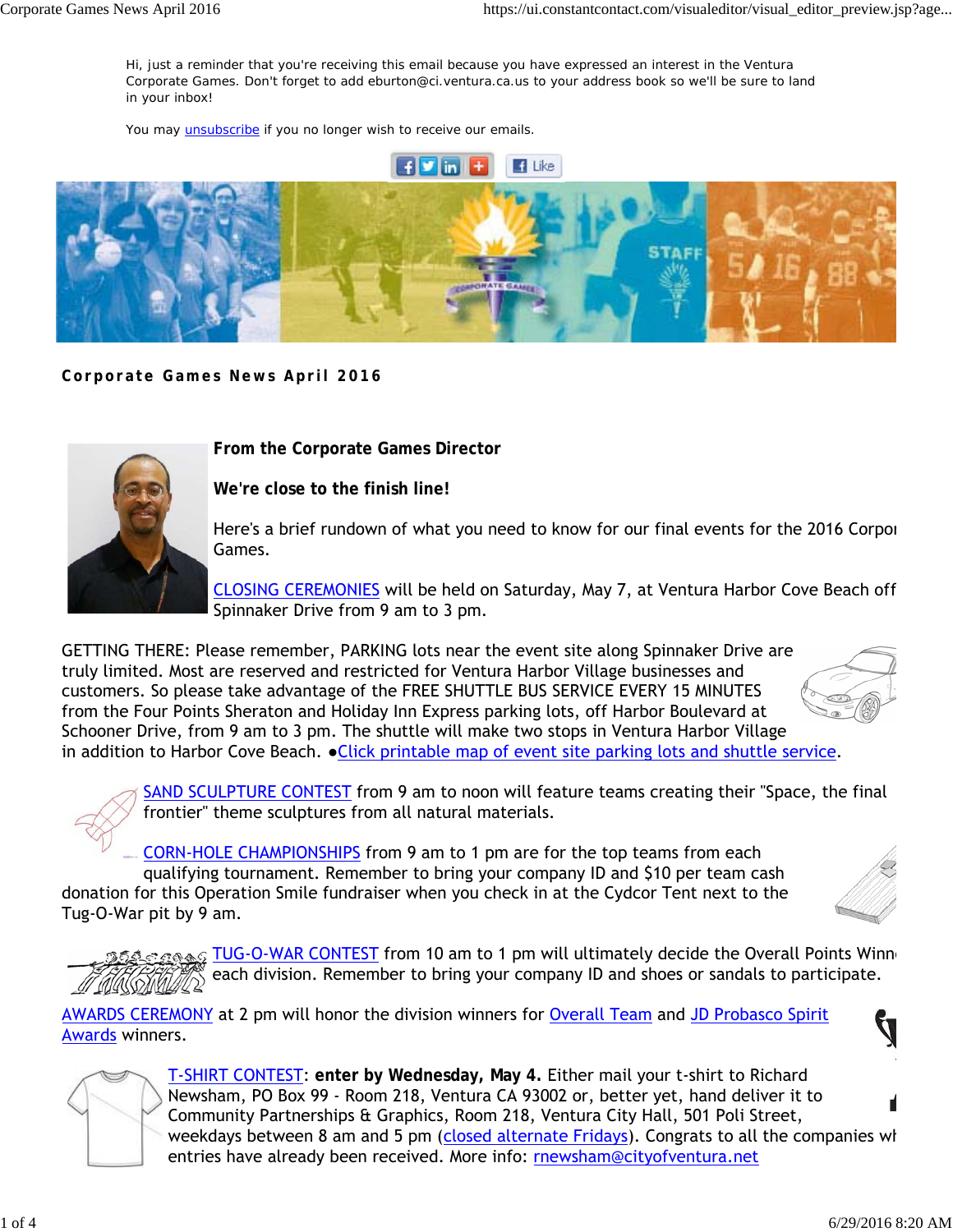Hi, just a reminder that you're receiving this email because you have expressed an interest in the Ventura Corporate Games. Don't forget to add eburton@ci.ventura.ca.us to your address book so we'll be sure to land in your inbox!

You may unsubscribe if you no longer wish to receive our emails.

## Corporate Games News April 2016

### From the Corporate Games Director

**We're close to the finish line!**

Here's a brief rundown of what you need to know for our final events for the 2016 Corpo[rate] Games.

CLOSING CEREMONIES will be held on Saturday, May 7, at Ventura Harbor Cove Beach off Spinnaker Drive from 9 am to 3 pm.

GETTING THERE: Please remember, PARKING lots near the event site along Spinnaker Drive are truly limited. Most are reserved and restricted for Ventura Harbor Village businesses and customers. So please take advantage of the FREE SHUTTLE BUS SERVICE EVERY 15 MINUTES from the Four Points Sheraton and Holiday Inn Express parking lots, off Harbor Boulevard at Schooner Drive, from 9 am to 3 pm. The shuttle will make two stops in Ventura Harbor Village in addition to Harbor Cove Beach. ●Click printable map of event site parking lots and shuttle service.

SAND SCULPTURE CONTEST from 9 am to noon will feature teams creating their "Space, the final frontier" theme sculptures from all natural materials.

CORN-HOLE CHAMPIONSHIPS from 9 am to 1 pm are for the top teams from each qualifying tournament. Remember to bring your company ID and $10 per team cash donation for this Operation Smile fundraiser when you check in at the Cydcor Tent next to the Tug-O-War pit by 9 am.

TUG-O-WAR CONTEST from 10 am to 1 pm will ultimately decide the Overall Points Winn[er in] each division. Remember to bring your company ID and shoes or sandals to participate.

AWARDS CEREMONY at 2 pm will honor the division winners for Overall Team and JD Probasco Spirit Awards winners.

T-SHIRT CONTEST: **enter by Wednesday, May 4.** Either mail your t-shirt to Richard Newsham, PO Box 99 - Room 218, Ventura CA 93002 or, better yet, hand deliver it to Community Partnerships & Graphics, Room 218, Ventura City Hall, 501 Poli Street, weekdays between 8 am and 5 pm (closed alternate Fridays). Congrats to all the companies wh[ose] entries have already been received. More info: rnewsham@cityofventura.net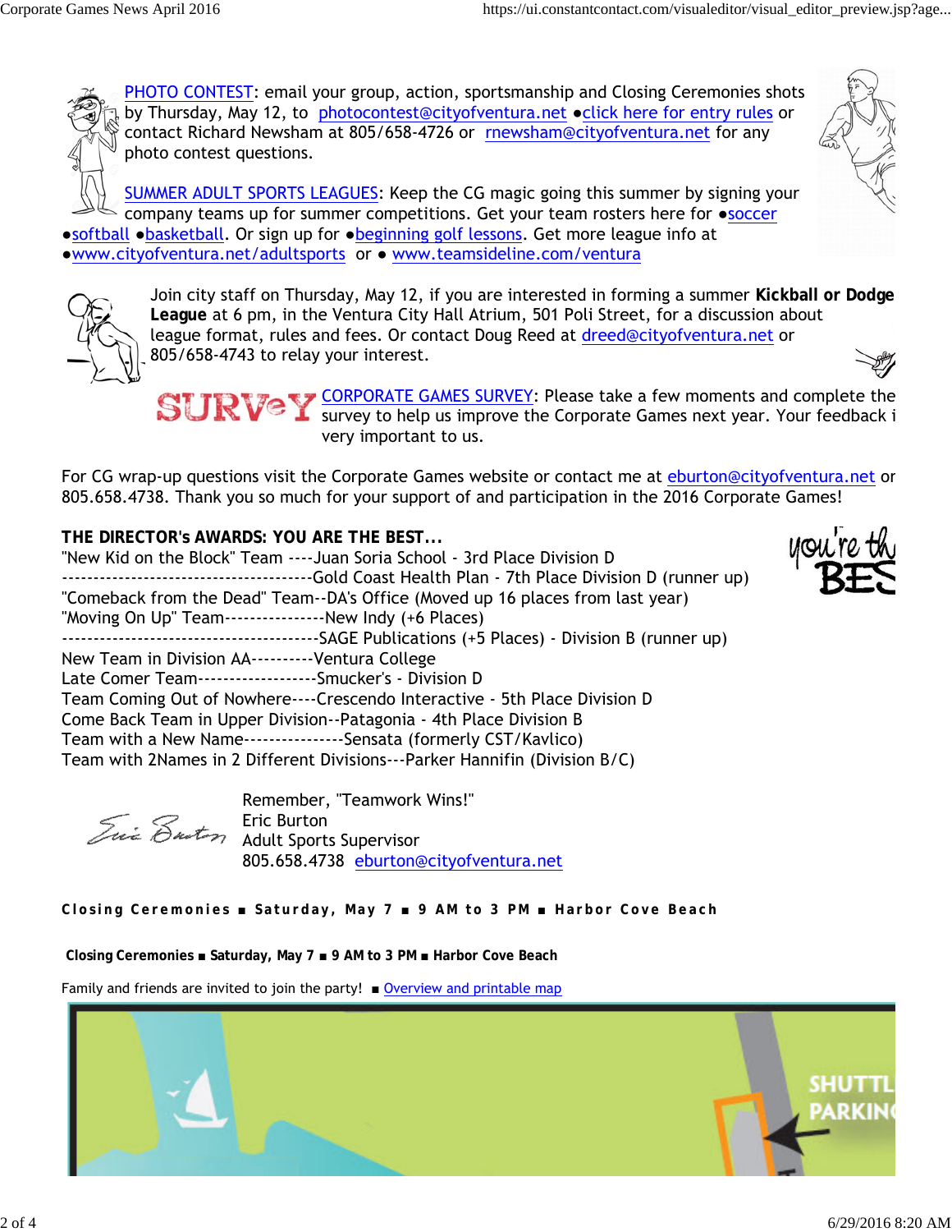PHOTO CONTEST: email your group, action, sportsmanship and Closing Ceremonies shots by Thursday, May 12, to photocontest@cityofventura.net ●click here for entry rules or contact Richard Newsham at 805/658-4726 or rnewsham@cityofventura.net for any photo contest questions.

SUMMER ADULT SPORTS LEAGUES: Keep the CG magic going this summer by signing your company teams up for summer competitions. Get your team rosters here for ●soccer ●softball ●basketball. Or sign up for ●beginning golf lessons. Get more league info at ●www.cityofventura.net/adultsports or ● www.teamsideline.com/ventura

Join city staff on Thursday, May 12, if you are interested in forming a summer **Kickball or Dodge League** at 6 pm, in the Ventura City Hall Atrium, 501 Poli Street, for a discussion about league format, rules and fees. Or contact Doug Reed at dreed@cityofventura.net or 805/658-4743 to relay your interest.

SURVEY

CORPORATE GAMES SURVEY: Please take a few moments and complete the survey to help us improve the Corporate Games next year. Your feedback i very important to us.

For CG wrap-up questions visit the Corporate Games website or contact me at eburton@cityofventura.net or 805.658.4738. Thank you so much for your support of and participation in the 2016 Corporate Games!

**THE DIRECTOR's AWARDS: YOU ARE THE BEST...**

"New Kid on the Block" Team ----Juan Soria School - 3rd Place Division D
---------------------------------------Gold Coast Health Plan - 7th Place Division D (runner up)
"Comeback from the Dead" Team--DA's Office (Moved up 16 places from last year)
"Moving On Up" Team----------------New Indy (+6 Places)
----------------------------------------SAGE Publications (+5 Places) - Division B (runner up)
New Team in Division AA----------Ventura College
Late Comer Team------------------Smucker's - Division D
Team Coming Out of Nowhere----Crescendo Interactive - 5th Place Division D
Come Back Team in Upper Division--Patagonia - 4th Place Division B
Team with a New Name----------------Sensata (formerly CST/Kavlico)
Team with 2Names in 2 Different Divisions---Parker Hannifin (Division B/C)

Remember, "Teamwork Wins!"
Eric Burton
Adult Sports Supervisor
805.658.4738 eburton@cityofventura.net

**Closing Ceremonies ■ Saturday, May 7 ■ 9 AM to 3 PM ■ Harbor Cove Beach**

**Closing Ceremonies ■ Saturday, May 7 ■ 9 AM to 3 PM ■ Harbor Cove Beach**

Family and friends are invited to join the party! ■ Overview and printable map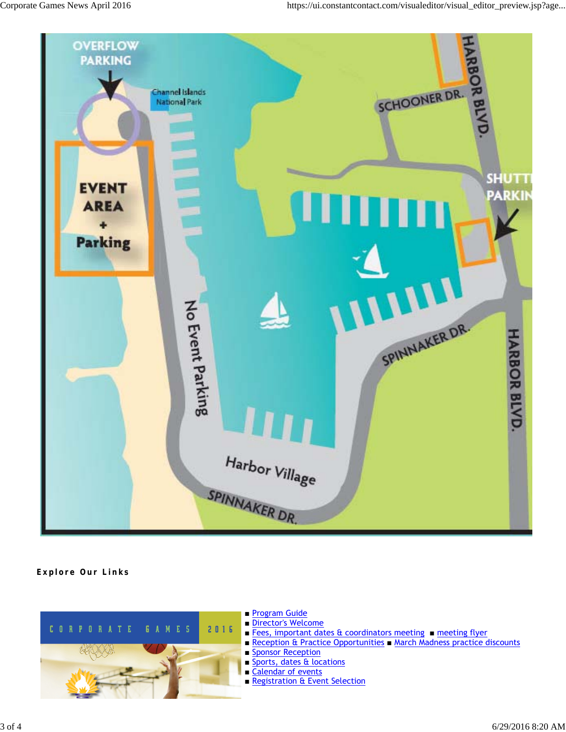OVERFLOW PARKING

Channel Islands National Park

SCHOONER DR.

HARBOR BLVD.

EVENT AREA + Parking

SHUTTLE PARKING

No Event Parking

SPINNAKER DR.

HARBOR BLVD.

Harbor Village

SPINNAKER DR.

**Explore Our Links**

CORPORATE GAMES 2016

- Program Guide
- Director's Welcome
- Fees, important dates & coordinators meeting ■ meeting flyer
- Reception & Practice Opportunities ■ March Madness practice discounts
- Sponsor Reception
- Sports, dates & locations
- Calendar of events
- Registration & Event Selection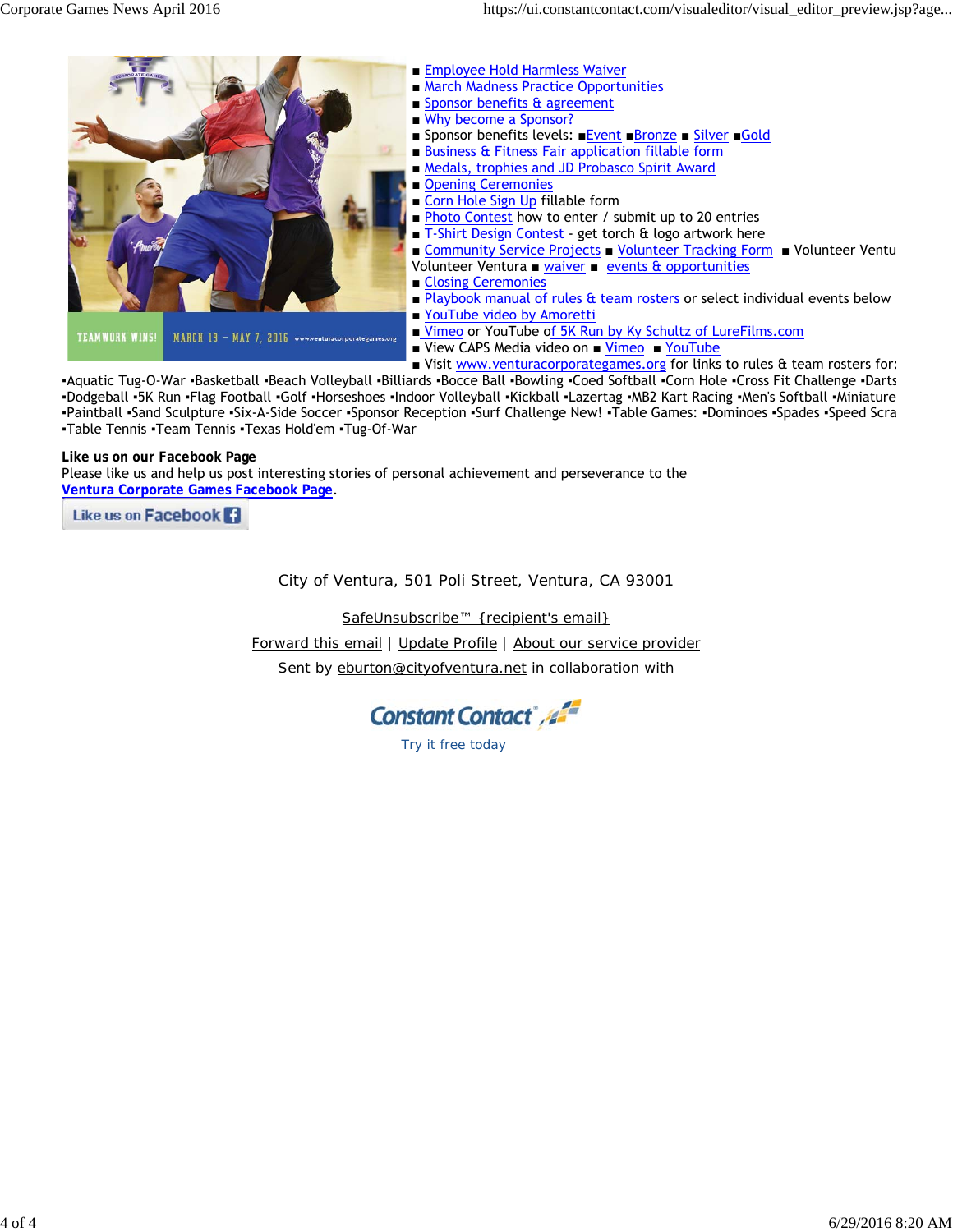■ Employee Hold Harmless Waiver
■ March Madness Practice Opportunities
■ Sponsor benefits & agreement
■ Why become a Sponsor?
■ Sponsor benefits levels: ■Event ■Bronze ■ Silver ■Gold
■ Business & Fitness Fair application fillable form
■ Medals, trophies and JD Probasco Spirit Award
■ Opening Ceremonies
■ Corn Hole Sign Up fillable form
■ Photo Contest how to enter / submit up to 20 entries
■ T-Shirt Design Contest - get torch & logo artwork here
■ Community Service Projects ■ Volunteer Tracking Form ■ Volunteer Ventu Volunteer Ventura ■ waiver ■ events & opportunities
■ Closing Ceremonies
■ Playbook manual of rules & team rosters or select individual events below
■ YouTube video by Amoretti
■ Vimeo or YouTube of 5K Run by Ky Schultz of LureFilms.com
■ View CAPS Media video on ■ Vimeo ■ YouTube
■ Visit www.venturacorporategames.org for links to rules & team rosters for:

▪Aquatic Tug-O-War ▪Basketball ▪Beach Volleyball ▪Billiards ▪Bocce Ball ▪Bowling ▪Coed Softball ▪Corn Hole ▪Cross Fit Challenge ▪Darts ▪Dodgeball ▪5K Run ▪Flag Football ▪Golf ▪Horseshoes ▪Indoor Volleyball ▪Kickball ▪Lazertag ▪MB2 Kart Racing ▪Men's Softball ▪Miniature ▪Paintball ▪Sand Sculpture ▪Six-A-Side Soccer ▪Sponsor Reception ▪Surf Challenge New! ▪Table Games: ▪Dominoes ▪Spades ▪Speed Scra ▪Table Tennis ▪Team Tennis ▪Texas Hold'em ▪Tug-Of-War

**Like us on our Facebook Page**
Please like us and help us post interesting stories of personal achievement and perseverance to the **Ventura Corporate Games Facebook Page**.

Like us on Facebook

City of Ventura, 501 Poli Street, Ventura, CA 93001

SafeUnsubscribe™ {recipient's email}

Forward this email | Update Profile | About our service provider

Sent by eburton@cityofventura.net in collaboration with

Constant Contact

Try it free today